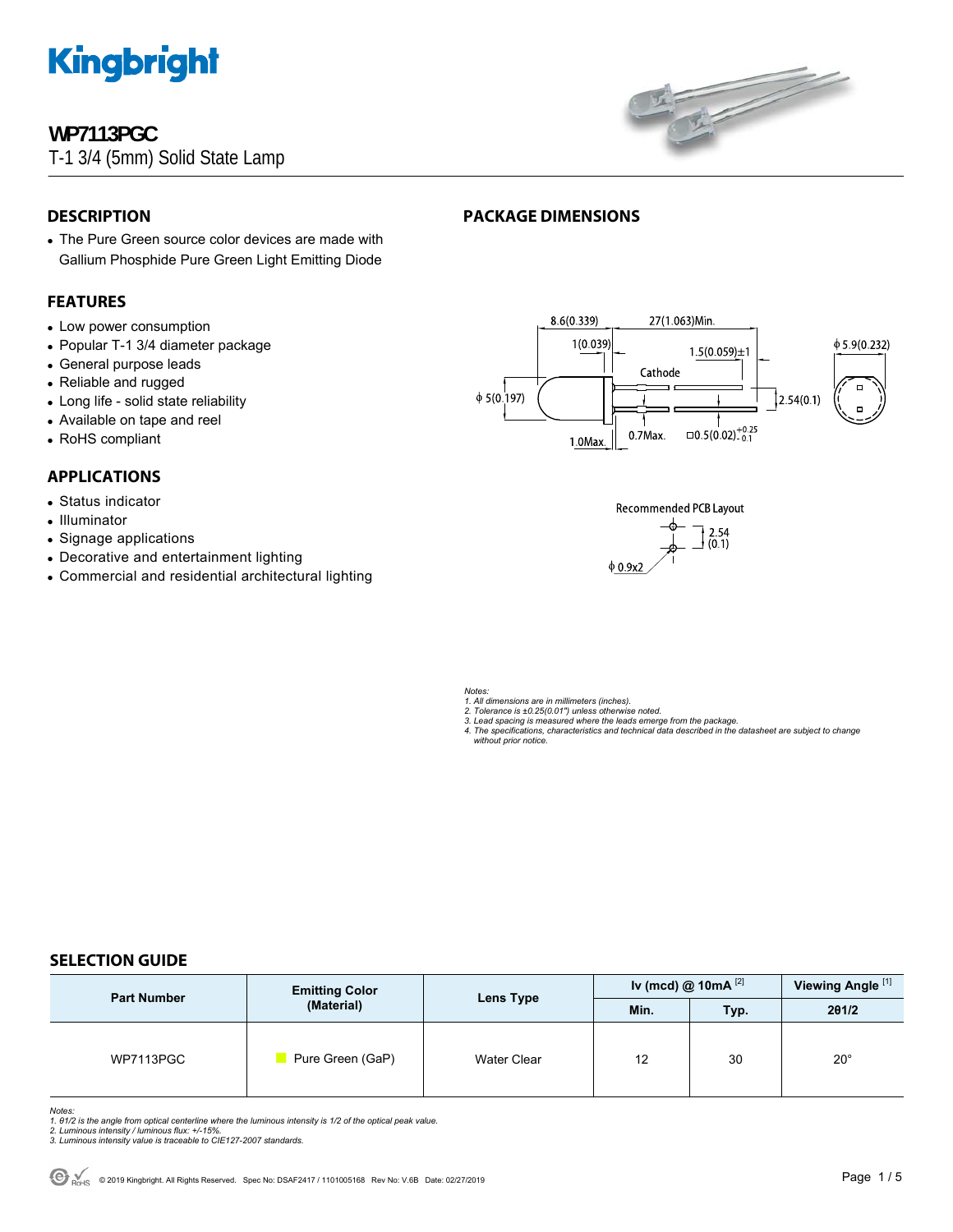# WP7113PGC

T-1 3/4 (5mm) Solid State Lamp

## DESCRIPTION

- The Pure Green source color devices are made with Gallium Phosphide Pure Green Light Emitting Diode

## FEATURES

- Low power consumption
- Popular T-1 3/4 diameter package
- General purpose leads
- Reliable and rugged
- Long life - solid state reliability
- Available on tape and reel
- RoHS compliant

## APPLICATIONS

- Status indicator
- Illuminator
- Signage applications
- Decorative and entertainment lighting
- Commercial and residential architectural lighting

## PACKAGE DIMENSIONS

8.6(0.339) 27(1.063)Min. 1(0.039) 1.5(0.059)±1 Cathode ϕ 5.9(0.232) ϕ 5(0.197) 2.54(0.1) 1.0Max. 0.7Max. □0.5(0.02) +0.25 −0.1

Recommended PCB Layout

ϕ 0.9x2 2.54 (0.1)

*Notes:*
*1. All dimensions are in millimeters (inches).*
*2. Tolerance is ±0.25(0.01") unless otherwise noted.*
*3. Lead spacing is measured where the leads emerge from the package.*
*4. The specifications, characteristics and technical data described in the datasheet are subject to change without prior notice.*

## SELECTION GUIDE

| Part Number | Emitting Color (Material) | Lens Type | Iv (mcd) @ 10mA [2] | | Viewing Angle [1] |
|---|---|---|---|---|---|
| | | | Min. | Typ. | 2θ1/2 |
| WP7113PGC | Pure Green (GaP) | Water Clear | 12 | 30 | 20° |

*Notes:*
*1. θ1/2 is the angle from optical centerline where the luminous intensity is 1/2 of the optical peak value.*
*2. Luminous intensity / luminous flux: +/-15%.*
*3. Luminous intensity value is traceable to CIE127-2007 standards.*

© 2019 Kingbright. All Rights Reserved. Spec No: DSAF2417 / 1101005168 Rev No: V.6B Date: 02/27/2019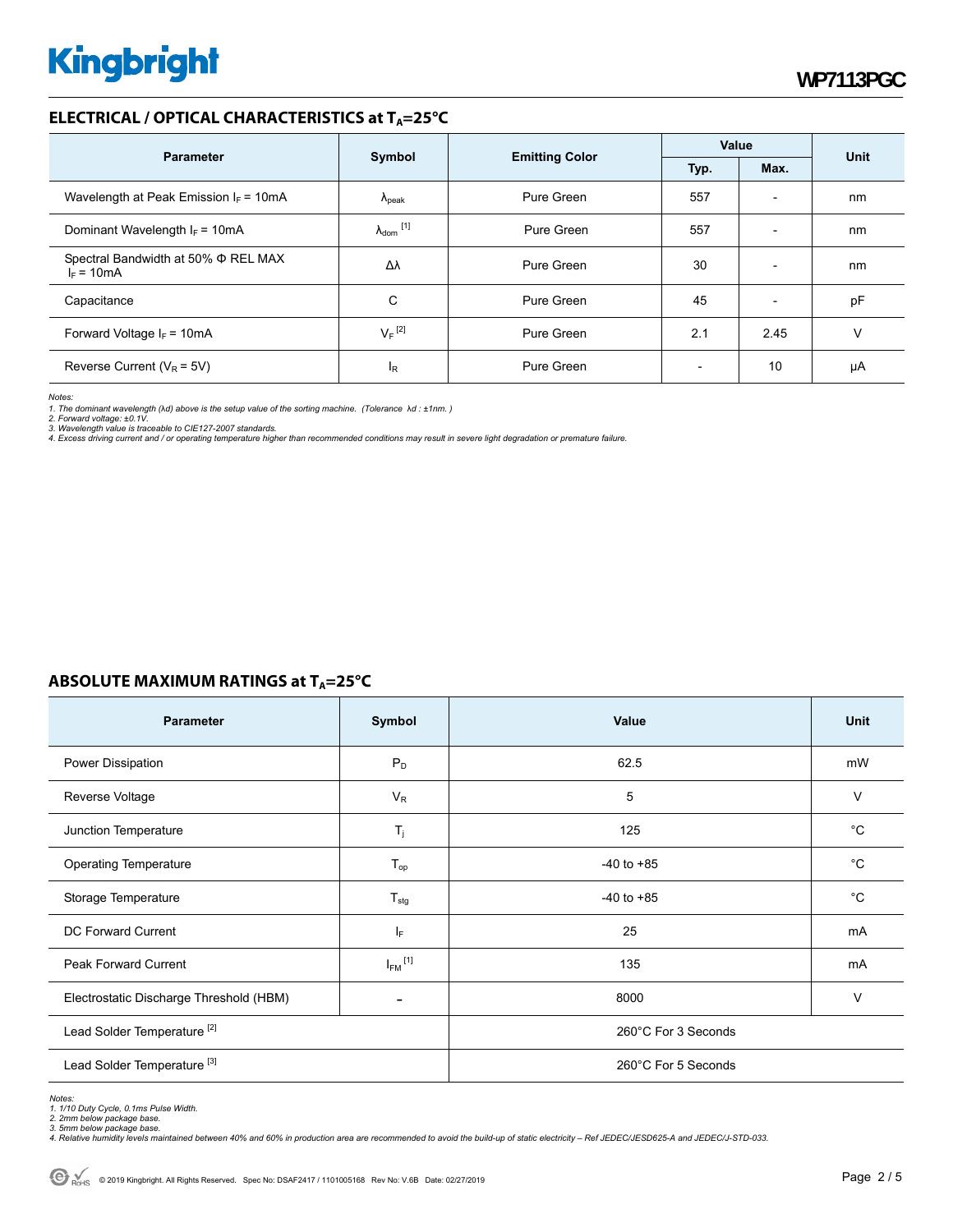## ELECTRICAL / OPTICAL CHARACTERISTICS at $T_A$=25°C

| Parameter | Symbol | Emitting Color | Value | | Unit |
|---|---|---|---|---|---|
| | | | Typ. | Max. | |
| Wavelength at Peak Emission $I_F$ = 10mA | $\lambda_{peak}$ | Pure Green | 557 | - | nm |
| Dominant Wavelength $I_F$ = 10mA | $\lambda_{dom}$ [1] | Pure Green | 557 | - | nm |
| Spectral Bandwidth at 50% Φ REL MAX $I_F$ = 10mA | Δλ | Pure Green | 30 | - | nm |
| Capacitance | C | Pure Green | 45 | - | pF |
| Forward Voltage $I_F$ = 10mA | $V_F$ [2] | Pure Green | 2.1 | 2.45 | V |
| Reverse Current ($V_R$ = 5V) | $I_R$ | Pure Green | - | 10 | μA |

*Notes:*
*1. The dominant wavelength (λd) above is the setup value of the sorting machine. (Tolerance λd : ±1nm. )*
*2. Forward voltage: ±0.1V.*
*3. Wavelength value is traceable to CIE127-2007 standards.*
*4. Excess driving current and / or operating temperature higher than recommended conditions may result in severe light degradation or premature failure.*

## ABSOLUTE MAXIMUM RATINGS at $T_A$=25°C

| Parameter | Symbol | Value | Unit |
|---|---|---|---|
| Power Dissipation | $P_D$ | 62.5 | mW |
| Reverse Voltage | $V_R$ | 5 | V |
| Junction Temperature | $T_j$ | 125 | °C |
| Operating Temperature | $T_{op}$ | -40 to +85 | °C |
| Storage Temperature | $T_{stg}$ | -40 to +85 | °C |
| DC Forward Current | $I_F$ | 25 | mA |
| Peak Forward Current | $I_{FM}$ [1] | 135 | mA |
| Electrostatic Discharge Threshold (HBM) | - | 8000 | V |
| Lead Solder Temperature [2] | | 260°C For 3 Seconds | |
| Lead Solder Temperature [3] | | 260°C For 5 Seconds | |

*Notes:*
*1. 1/10 Duty Cycle, 0.1ms Pulse Width.*
*2. 2mm below package base.*
*3. 5mm below package base.*
*4. Relative humidity levels maintained between 40% and 60% in production area are recommended to avoid the build-up of static electricity – Ref JEDEC/JESD625-A and JEDEC/J-STD-033.*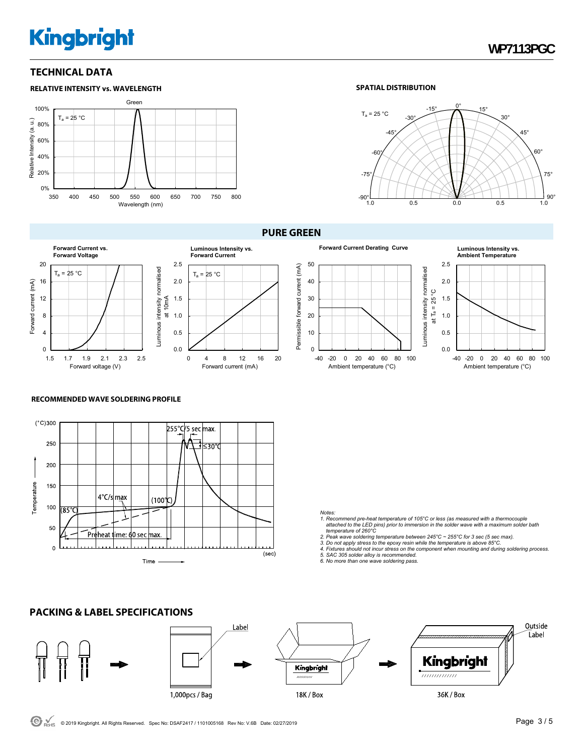## TECHNICAL DATA

### RELATIVE INTENSITY vs. WAVELENGTH

### SPATIAL DISTRIBUTION

## PURE GREEN

**Forward Current vs. Forward Voltage**

**Luminous Intensity vs. Forward Current**

**Forward Current Derating Curve**

**Luminous Intensity vs. Ambient Temperature**

### RECOMMENDED WAVE SOLDERING PROFILE

*Notes:*

1. *Recommend pre-heat temperature of 105°C or less (as measured with a thermocouple attached to the LED pins) prior to immersion in the solder wave with a maximum solder bath temperature of 260°C*
2. *Peak wave soldering temperature between 245°C ~ 255°C for 3 sec (5 sec max).*
3. *Do not apply stress to the epoxy resin while the temperature is above 85°C.*
4. *Fixtures should not incur stress on the component when mounting and during soldering process.*
5. *SAC 305 solder alloy is recommended.*
6. *No more than one wave soldering pass.*

## PACKING & LABEL SPECIFICATIONS

1,000pcs / Bag → 18K / Box → 36K / Box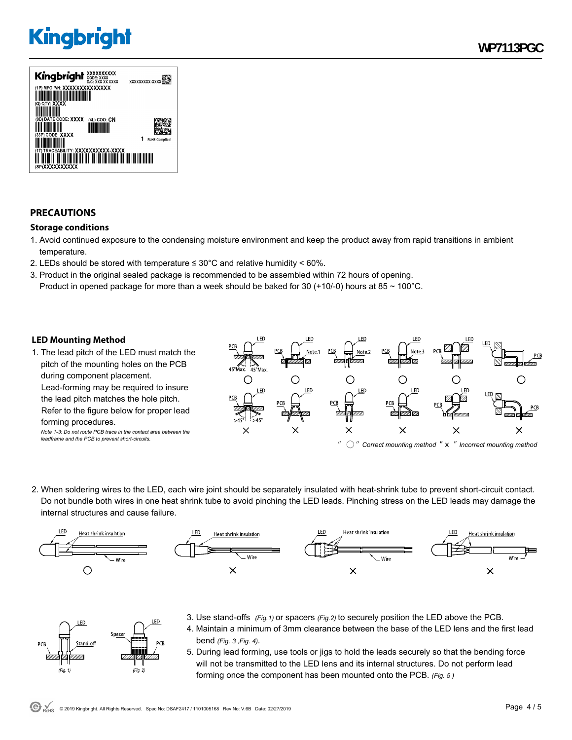## PRECAUTIONS

### Storage conditions

1. Avoid continued exposure to the condensing moisture environment and keep the product away from rapid transitions in ambient temperature.
2. LEDs should be stored with temperature ≤ 30°C and relative humidity < 60%.
3. Product in the original sealed package is recommended to be assembled within 72 hours of opening.
   Product in opened package for more than a week should be baked for 30 (+10/-0) hours at 85 ~ 100°C.

### LED Mounting Method

1. The lead pitch of the LED must match the pitch of the mounting holes on the PCB during component placement.
   Lead-forming may be required to insure the lead pitch matches the hole pitch.
   Refer to the figure below for proper lead forming procedures.
   *Note 1-3: Do not route PCB trace in the contact area between the leadframe and the PCB to prevent short-circuits.*

*" ○ " Correct mounting method " x " Incorrect mounting method*

2. When soldering wires to the LED, each wire joint should be separately insulated with heat-shrink tube to prevent short-circuit contact. Do not bundle both wires in one heat shrink tube to avoid pinching the LED leads. Pinching stress on the LED leads may damage the internal structures and cause failure.

3. Use stand-offs *(Fig.1)* or spacers *(Fig.2)* to securely position the LED above the PCB.
4. Maintain a minimum of 3mm clearance between the base of the LED lens and the first lead bend *(Fig. 3 ,Fig. 4)*.
5. During lead forming, use tools or jigs to hold the leads securely so that the bending force will not be transmitted to the LED lens and its internal structures. Do not perform lead forming once the component has been mounted onto the PCB. *(Fig. 5 )*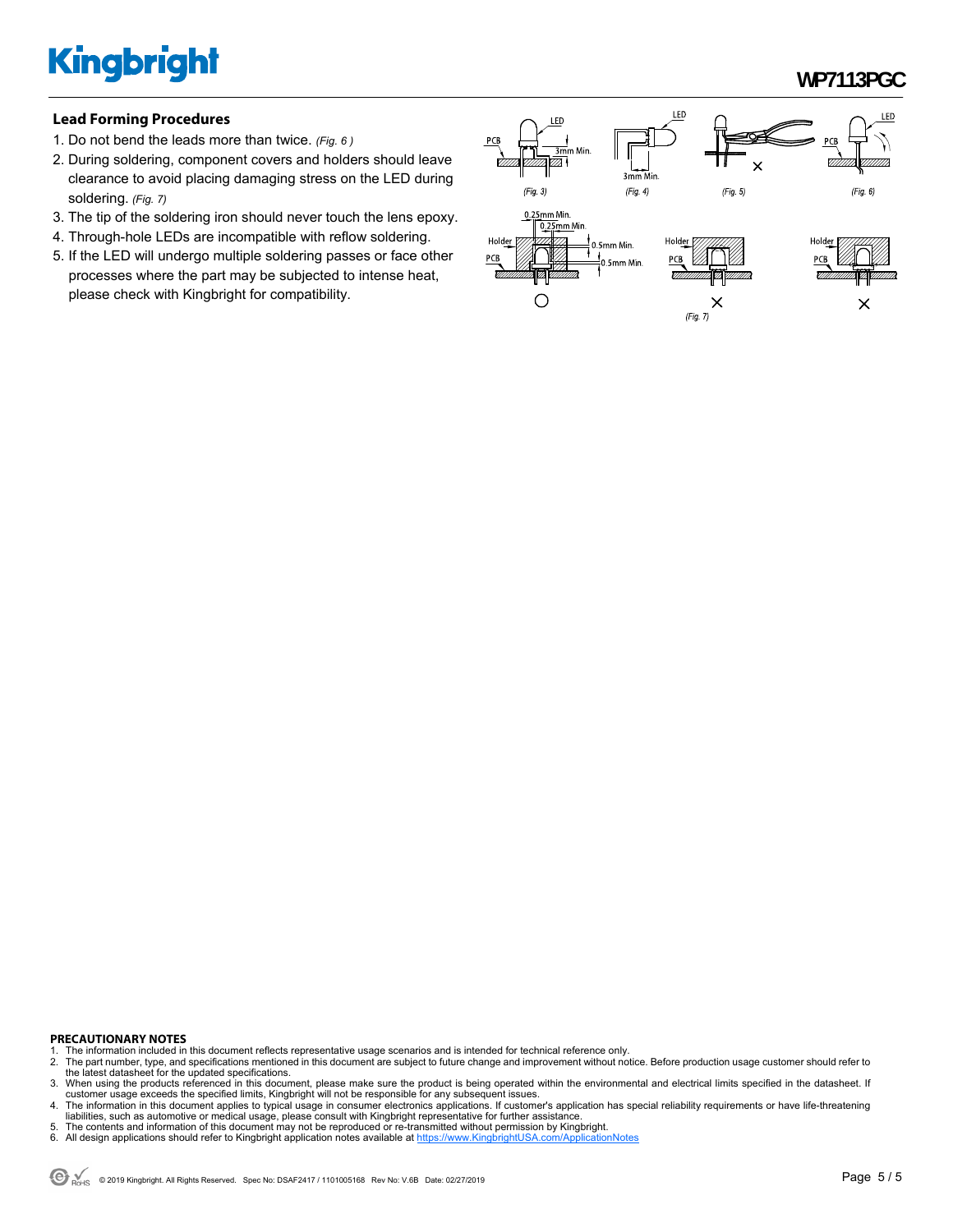### Lead Forming Procedures

1. Do not bend the leads more than twice. *(Fig. 6 )*
2. During soldering, component covers and holders should leave clearance to avoid placing damaging stress on the LED during soldering. *(Fig. 7)*
3. The tip of the soldering iron should never touch the lens epoxy.
4. Through-hole LEDs are incompatible with reflow soldering.
5. If the LED will undergo multiple soldering passes or face other processes where the part may be subjected to intense heat, please check with Kingbright for compatibility.

#### PRECAUTIONARY NOTES

1. The information included in this document reflects representative usage scenarios and is intended for technical reference only.
2. The part number, type, and specifications mentioned in this document are subject to future change and improvement without notice. Before production usage customer should refer to the latest datasheet for the updated specifications.
3. When using the products referenced in this document, please make sure the product is being operated within the environmental and electrical limits specified in the datasheet. If customer usage exceeds the specified limits, Kingbright will not be responsible for any subsequent issues.
4. The information in this document applies to typical usage in consumer electronics applications. If customer's application has special reliability requirements or have life-threatening liabilities, such as automotive or medical usage, please consult with Kingbright representative for further assistance.
5. The contents and information of this document may not be reproduced or re-transmitted without permission by Kingbright.
6. All design applications should refer to Kingbright application notes available at https://www.KingbrightUSA.com/ApplicationNotes

© 2019 Kingbright. All Rights Reserved. Spec No: DSAF2417 / 1101005168 Rev No: V.6B Date: 02/27/2019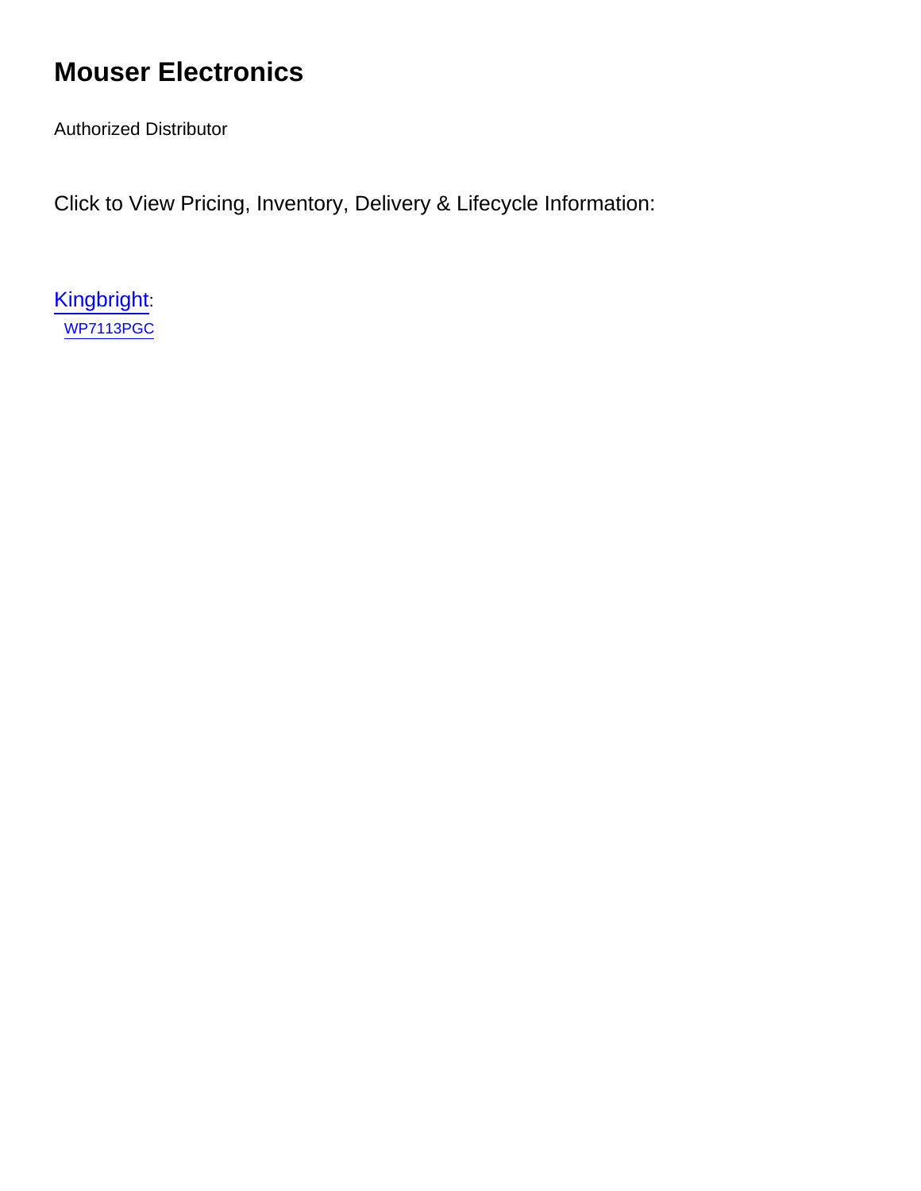# Mouser Electronics

Authorized Distributor

Click to View Pricing, Inventory, Delivery & Lifecycle Information:

Kingbright:

WP7113PGC